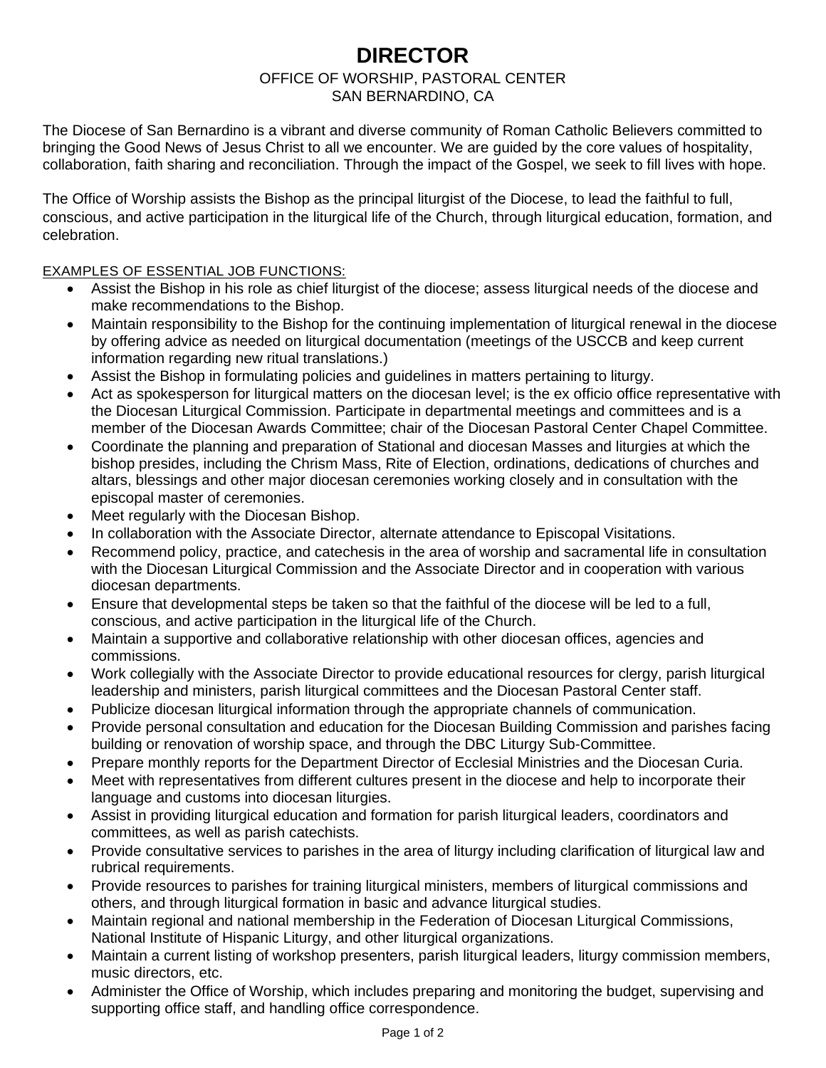# DIRECTOR

OFFICE OF WORSHIP, PASTORAL CENTER
SAN BERNARDINO, CA

The Diocese of San Bernardino is a vibrant and diverse community of Roman Catholic Believers committed to bringing the Good News of Jesus Christ to all we encounter. We are guided by the core values of hospitality, collaboration, faith sharing and reconciliation. Through the impact of the Gospel, we seek to fill lives with hope.

The Office of Worship assists the Bishop as the principal liturgist of the Diocese, to lead the faithful to full, conscious, and active participation in the liturgical life of the Church, through liturgical education, formation, and celebration.

<u>EXAMPLES OF ESSENTIAL JOB FUNCTIONS:</u>

- Assist the Bishop in his role as chief liturgist of the diocese; assess liturgical needs of the diocese and make recommendations to the Bishop.
- Maintain responsibility to the Bishop for the continuing implementation of liturgical renewal in the diocese by offering advice as needed on liturgical documentation (meetings of the USCCB and keep current information regarding new ritual translations.)
- Assist the Bishop in formulating policies and guidelines in matters pertaining to liturgy.
- Act as spokesperson for liturgical matters on the diocesan level; is the ex officio office representative with the Diocesan Liturgical Commission. Participate in departmental meetings and committees and is a member of the Diocesan Awards Committee; chair of the Diocesan Pastoral Center Chapel Committee.
- Coordinate the planning and preparation of Stational and diocesan Masses and liturgies at which the bishop presides, including the Chrism Mass, Rite of Election, ordinations, dedications of churches and altars, blessings and other major diocesan ceremonies working closely and in consultation with the episcopal master of ceremonies.
- Meet regularly with the Diocesan Bishop.
- In collaboration with the Associate Director, alternate attendance to Episcopal Visitations.
- Recommend policy, practice, and catechesis in the area of worship and sacramental life in consultation with the Diocesan Liturgical Commission and the Associate Director and in cooperation with various diocesan departments.
- Ensure that developmental steps be taken so that the faithful of the diocese will be led to a full, conscious, and active participation in the liturgical life of the Church.
- Maintain a supportive and collaborative relationship with other diocesan offices, agencies and commissions.
- Work collegially with the Associate Director to provide educational resources for clergy, parish liturgical leadership and ministers, parish liturgical committees and the Diocesan Pastoral Center staff.
- Publicize diocesan liturgical information through the appropriate channels of communication.
- Provide personal consultation and education for the Diocesan Building Commission and parishes facing building or renovation of worship space, and through the DBC Liturgy Sub-Committee.
- Prepare monthly reports for the Department Director of Ecclesial Ministries and the Diocesan Curia.
- Meet with representatives from different cultures present in the diocese and help to incorporate their language and customs into diocesan liturgies.
- Assist in providing liturgical education and formation for parish liturgical leaders, coordinators and committees, as well as parish catechists.
- Provide consultative services to parishes in the area of liturgy including clarification of liturgical law and rubrical requirements.
- Provide resources to parishes for training liturgical ministers, members of liturgical commissions and others, and through liturgical formation in basic and advance liturgical studies.
- Maintain regional and national membership in the Federation of Diocesan Liturgical Commissions, National Institute of Hispanic Liturgy, and other liturgical organizations.
- Maintain a current listing of workshop presenters, parish liturgical leaders, liturgy commission members, music directors, etc.
- Administer the Office of Worship, which includes preparing and monitoring the budget, supervising and supporting office staff, and handling office correspondence.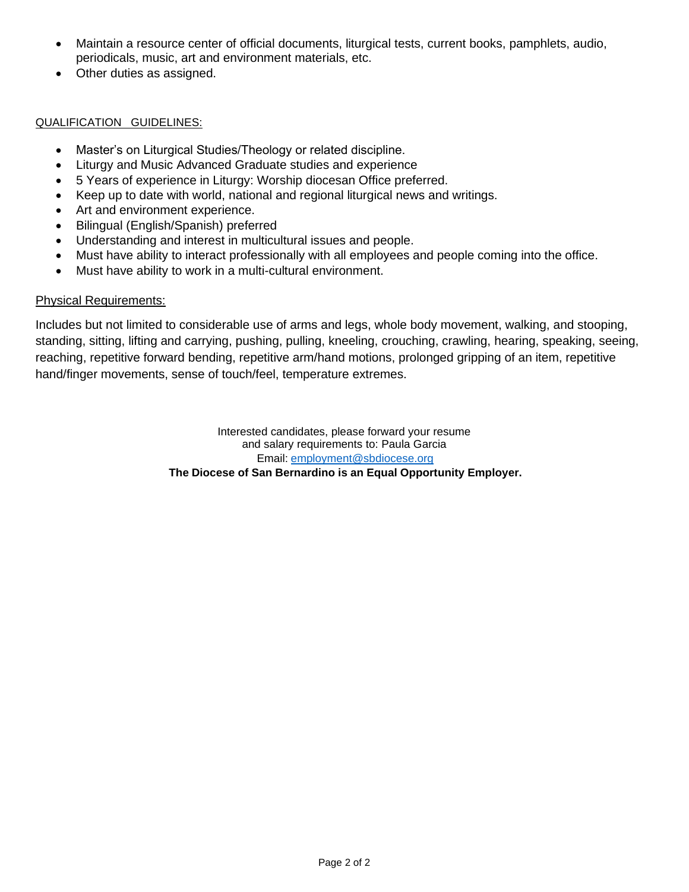- Maintain a resource center of official documents, liturgical tests, current books, pamphlets, audio, periodicals, music, art and environment materials, etc.
- Other duties as assigned.

QUALIFICATION GUIDELINES:

- Master's on Liturgical Studies/Theology or related discipline.
- Liturgy and Music Advanced Graduate studies and experience
- 5 Years of experience in Liturgy: Worship diocesan Office preferred.
- Keep up to date with world, national and regional liturgical news and writings.
- Art and environment experience.
- Bilingual (English/Spanish) preferred
- Understanding and interest in multicultural issues and people.
- Must have ability to interact professionally with all employees and people coming into the office.
- Must have ability to work in a multi-cultural environment.

Physical Requirements:

Includes but not limited to considerable use of arms and legs, whole body movement, walking, and stooping, standing, sitting, lifting and carrying, pushing, pulling, kneeling, crouching, crawling, hearing, speaking, seeing, reaching, repetitive forward bending, repetitive arm/hand motions, prolonged gripping of an item, repetitive hand/finger movements, sense of touch/feel, temperature extremes.

Interested candidates, please forward your resume
and salary requirements to: Paula Garcia
Email: employment@sbdiocese.org
**The Diocese of San Bernardino is an Equal Opportunity Employer.**